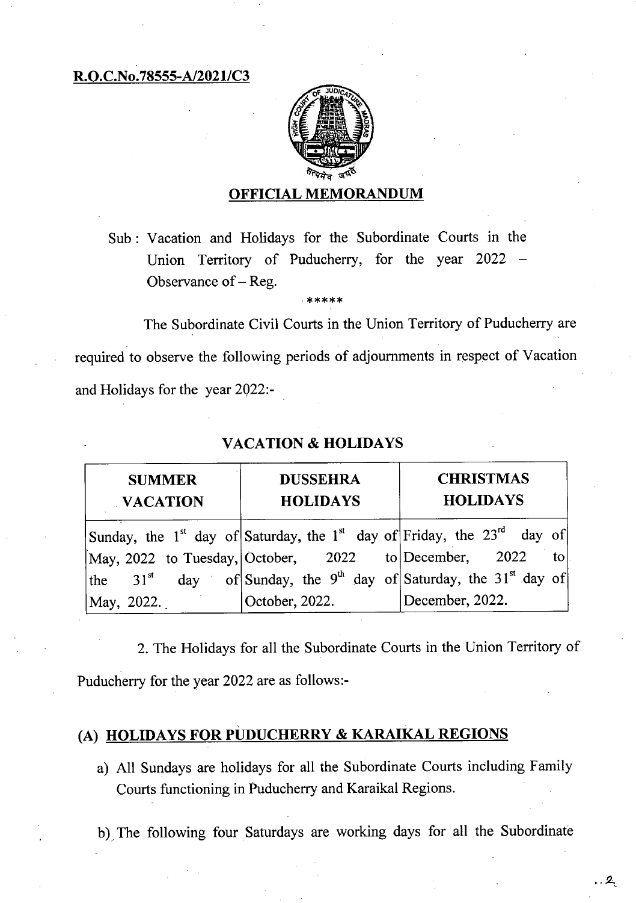**R.O.C.No.78555-A/2021/C3**

## OFFICIAL MEMORANDUM

Sub : Vacation and Holidays for the Subordinate Courts in the Union Territory of Puducherry, for the year 2022 – Observance of – Reg.

*****

The Subordinate Civil Courts in the Union Territory of Puducherry are required to observe the following periods of adjournments in respect of Vacation and Holidays for the year 2022:-

### VACATION & HOLIDAYS

| SUMMER VACATION | DUSSEHRA HOLIDAYS | CHRISTMAS HOLIDAYS |
|---|---|---|
| Sunday, the 1st day of May, 2022 to Tuesday, the 31st day of May, 2022. | Saturday, the 1st day of October, 2022 to Sunday, the 9th day of October, 2022. | Friday, the 23rd day of December, 2022 to Saturday, the 31st day of December, 2022. |

2. The Holidays for all the Subordinate Courts in the Union Territory of Puducherry for the year 2022 are as follows:-

### (A) HOLIDAYS FOR PUDUCHERRY & KARAIKAL REGIONS

a) All Sundays are holidays for all the Subordinate Courts including Family Courts functioning in Puducherry and Karaikal Regions.

b) The following four Saturdays are working days for all the Subordinate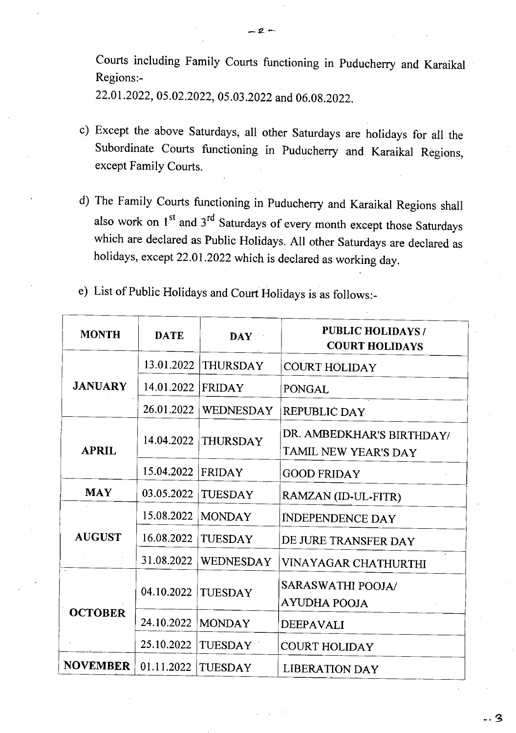Courts including Family Courts functioning in Puducherry and Karaikal Regions:-
22.01.2022, 05.02.2022, 05.03.2022 and 06.08.2022.

c) Except the above Saturdays, all other Saturdays are holidays for all the Subordinate Courts functioning in Puducherry and Karaikal Regions, except Family Courts.

d) The Family Courts functioning in Puducherry and Karaikal Regions shall also work on 1st and 3rd Saturdays of every month except those Saturdays which are declared as Public Holidays. All other Saturdays are declared as holidays, except 22.01.2022 which is declared as working day.

e) List of Public Holidays and Court Holidays is as follows:-

| MONTH | DATE | DAY | PUBLIC HOLIDAYS / COURT HOLIDAYS |
|---|---|---|---|
| JANUARY | 13.01.2022 | THURSDAY | COURT HOLIDAY |
| | 14.01.2022 | FRIDAY | PONGAL |
| | 26.01.2022 | WEDNESDAY | REPUBLIC DAY |
| APRIL | 14.04.2022 | THURSDAY | DR. AMBEDKHAR'S BIRTHDAY/ TAMIL NEW YEAR'S DAY |
| | 15.04.2022 | FRIDAY | GOOD FRIDAY |
| MAY | 03.05.2022 | TUESDAY | RAMZAN (ID-UL-FITR) |
| AUGUST | 15.08.2022 | MONDAY | INDEPENDENCE DAY |
| | 16.08.2022 | TUESDAY | DE JURE TRANSFER DAY |
| | 31.08.2022 | WEDNESDAY | VINAYAGAR CHATHURTHI |
| OCTOBER | 04.10.2022 | TUESDAY | SARASWATHI POOJA/ AYUDHA POOJA |
| | 24.10.2022 | MONDAY | DEEPAVALI |
| | 25.10.2022 | TUESDAY | COURT HOLIDAY |
| NOVEMBER | 01.11.2022 | TUESDAY | LIBERATION DAY |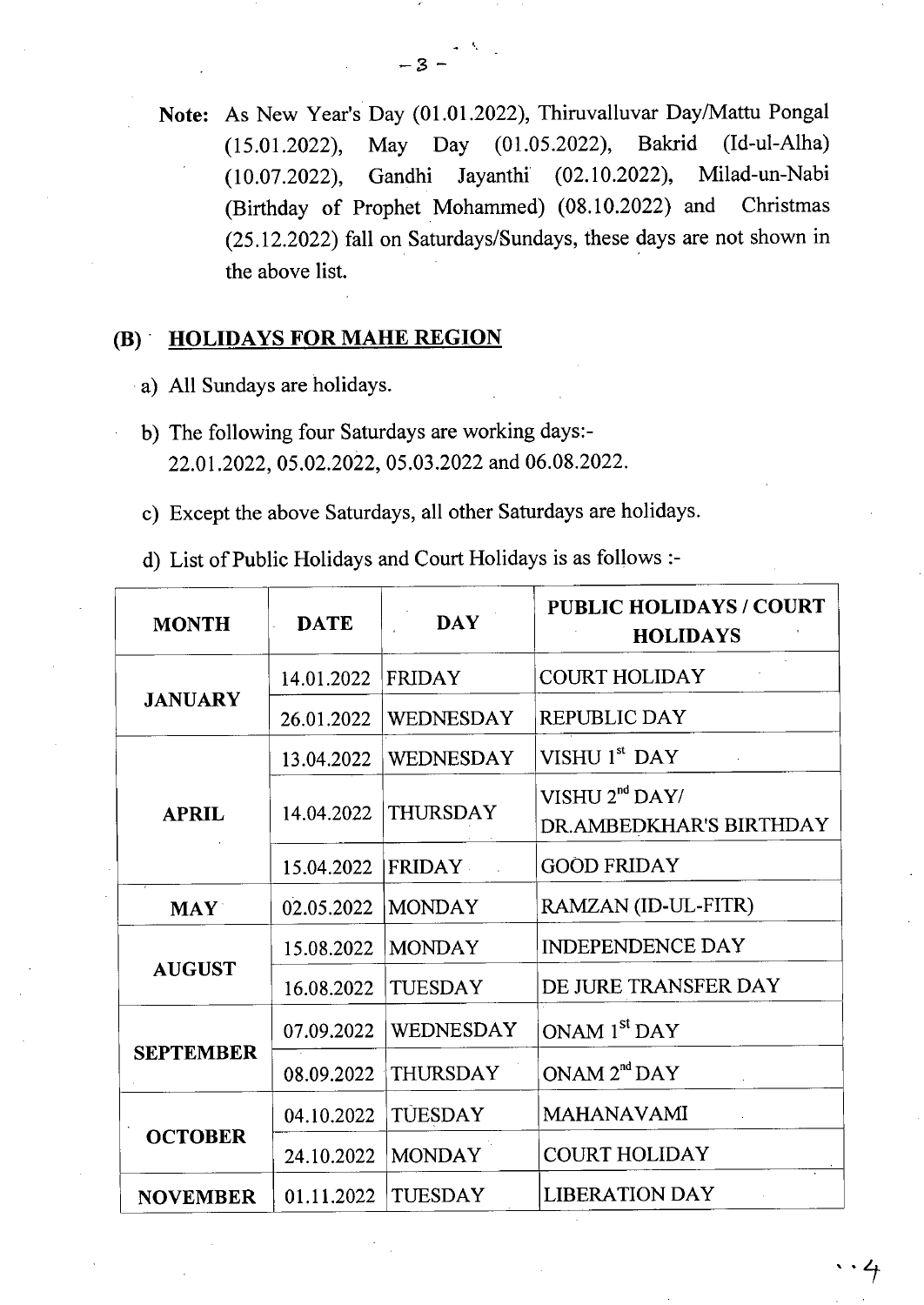**Note:** As New Year's Day (01.01.2022), Thiruvalluvar Day/Mattu Pongal (15.01.2022), May Day (01.05.2022), Bakrid (Id-ul-Alha) (10.07.2022), Gandhi Jayanthi (02.10.2022), Milad-un-Nabi (Birthday of Prophet Mohammed) (08.10.2022) and Christmas (25.12.2022) fall on Saturdays/Sundays, these days are not shown in the above list.

## (B) HOLIDAYS FOR MAHE REGION

a) All Sundays are holidays.

b) The following four Saturdays are working days:-
22.01.2022, 05.02.2022, 05.03.2022 and 06.08.2022.

c) Except the above Saturdays, all other Saturdays are holidays.

d) List of Public Holidays and Court Holidays is as follows :-

| MONTH | DATE | DAY | PUBLIC HOLIDAYS / COURT HOLIDAYS |
|---|---|---|---|
| JANUARY | 14.01.2022 | FRIDAY | COURT HOLIDAY |
| | 26.01.2022 | WEDNESDAY | REPUBLIC DAY |
| APRIL | 13.04.2022 | WEDNESDAY | VISHU 1st DAY |
| | 14.04.2022 | THURSDAY | VISHU 2nd DAY/ DR.AMBEDKHAR'S BIRTHDAY |
| | 15.04.2022 | FRIDAY | GOOD FRIDAY |
| MAY | 02.05.2022 | MONDAY | RAMZAN (ID-UL-FITR) |
| AUGUST | 15.08.2022 | MONDAY | INDEPENDENCE DAY |
| | 16.08.2022 | TUESDAY | DE JURE TRANSFER DAY |
| SEPTEMBER | 07.09.2022 | WEDNESDAY | ONAM 1st DAY |
| | 08.09.2022 | THURSDAY | ONAM 2nd DAY |
| OCTOBER | 04.10.2022 | TUESDAY | MAHANAVAMI |
| | 24.10.2022 | MONDAY | COURT HOLIDAY |
| NOVEMBER | 01.11.2022 | TUESDAY | LIBERATION DAY |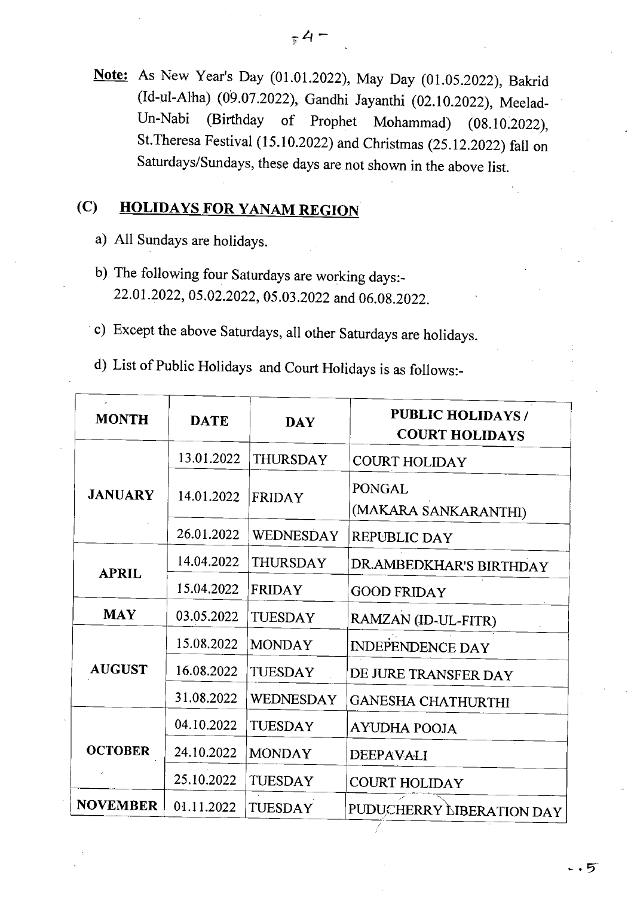**Note:** As New Year's Day (01.01.2022), May Day (01.05.2022), Bakrid (Id-ul-Alha) (09.07.2022), Gandhi Jayanthi (02.10.2022), Meelad-Un-Nabi (Birthday of Prophet Mohammad) (08.10.2022), St.Theresa Festival (15.10.2022) and Christmas (25.12.2022) fall on Saturdays/Sundays, these days are not shown in the above list.

## (C) HOLIDAYS FOR YANAM REGION

a) All Sundays are holidays.

b) The following four Saturdays are working days:-
22.01.2022, 05.02.2022, 05.03.2022 and 06.08.2022.

c) Except the above Saturdays, all other Saturdays are holidays.

d) List of Public Holidays and Court Holidays is as follows:-

| MONTH | DATE | DAY | PUBLIC HOLIDAYS / COURT HOLIDAYS |
|---|---|---|---|
| JANUARY | 13.01.2022 | THURSDAY | COURT HOLIDAY |
| | 14.01.2022 | FRIDAY | PONGAL (MAKARA SANKARANTHI) |
| | 26.01.2022 | WEDNESDAY | REPUBLIC DAY |
| APRIL | 14.04.2022 | THURSDAY | DR.AMBEDKHAR'S BIRTHDAY |
| | 15.04.2022 | FRIDAY | GOOD FRIDAY |
| MAY | 03.05.2022 | TUESDAY | RAMZAN (ID-UL-FITR) |
| AUGUST | 15.08.2022 | MONDAY | INDEPENDENCE DAY |
| | 16.08.2022 | TUESDAY | DE JURE TRANSFER DAY |
| | 31.08.2022 | WEDNESDAY | GANESHA CHATHURTHI |
| OCTOBER | 04.10.2022 | TUESDAY | AYUDHA POOJA |
| | 24.10.2022 | MONDAY | DEEPAVALI |
| | 25.10.2022 | TUESDAY | COURT HOLIDAY |
| NOVEMBER | 01.11.2022 | TUESDAY | PUDUCHERRY LIBERATION DAY |

..5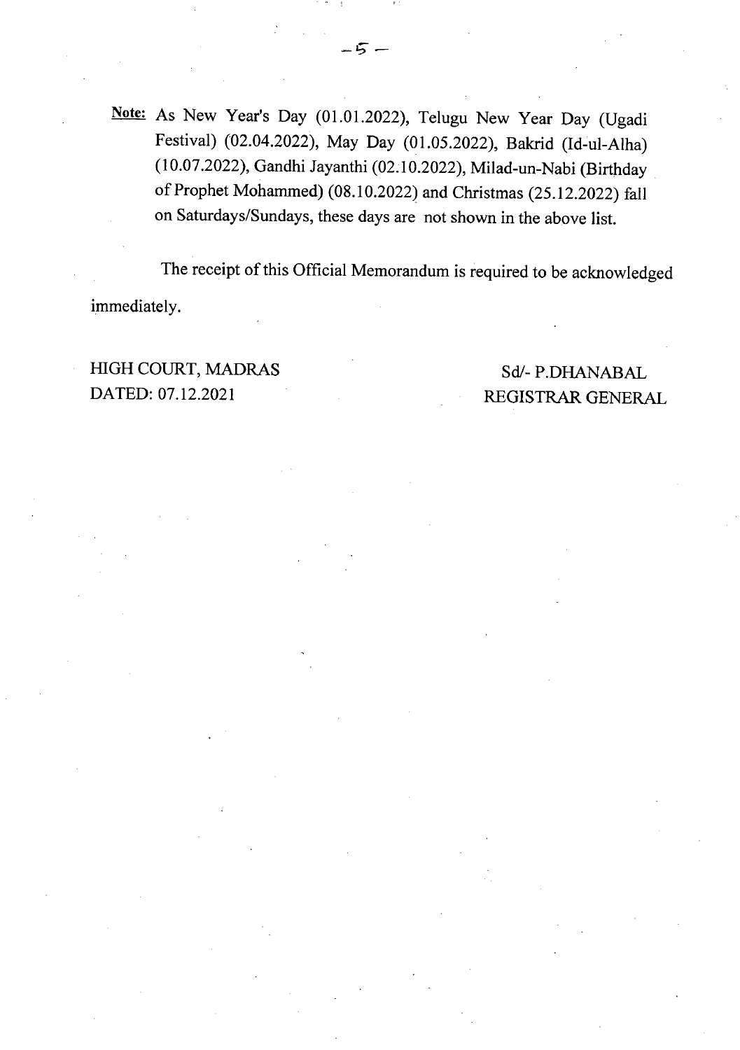**Note:** As New Year's Day (01.01.2022), Telugu New Year Day (Ugadi Festival) (02.04.2022), May Day (01.05.2022), Bakrid (Id-ul-Alha) (10.07.2022), Gandhi Jayanthi (02.10.2022), Milad-un-Nabi (Birthday of Prophet Mohammed) (08.10.2022) and Christmas (25.12.2022) fall on Saturdays/Sundays, these days are not shown in the above list.

The receipt of this Official Memorandum is required to be acknowledged immediately.

HIGH COURT, MADRAS
DATED: 07.12.2021

Sd/- P.DHANABAL
REGISTRAR GENERAL